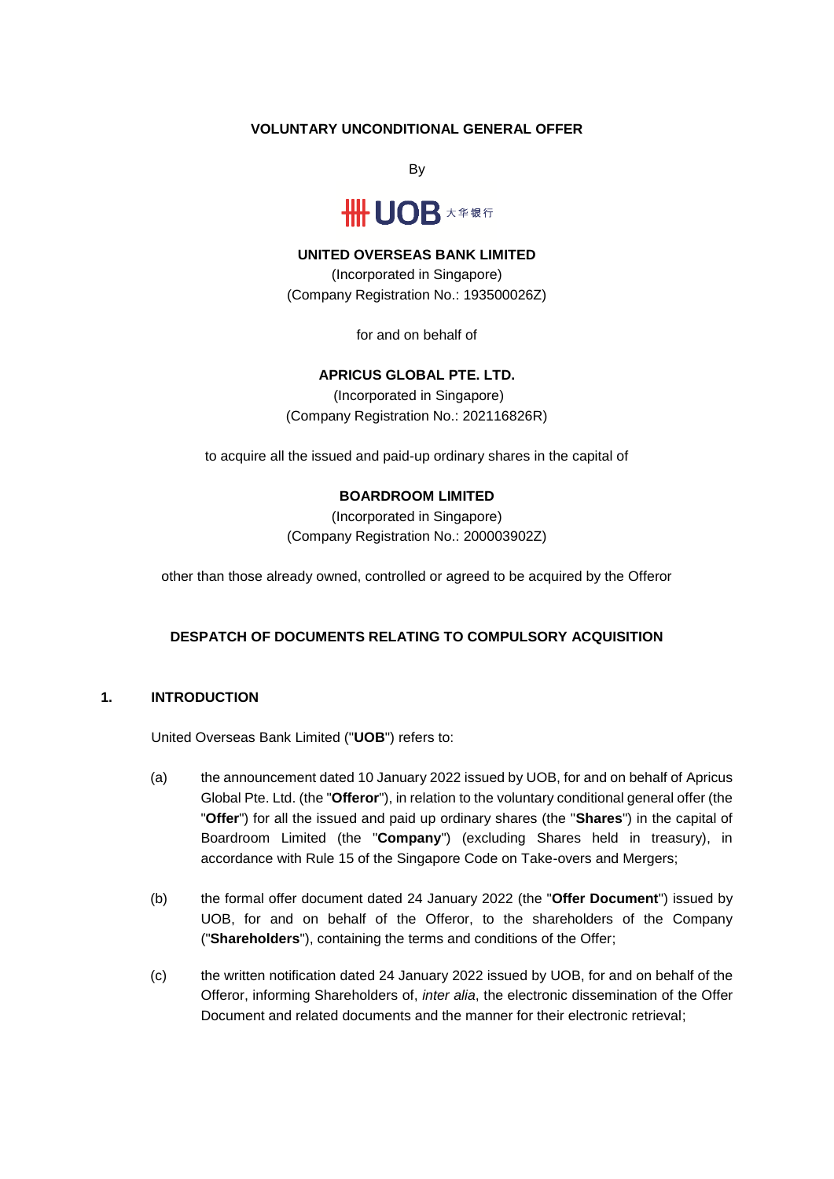**VOLUNTARY UNCONDITIONAL GENERAL OFFER**

By

UOB 大华银行

**UNITED OVERSEAS BANK LIMITED**
(Incorporated in Singapore)
(Company Registration No.: 193500026Z)

for and on behalf of

**APRICUS GLOBAL PTE. LTD.**
(Incorporated in Singapore)
(Company Registration No.: 202116826R)

to acquire all the issued and paid-up ordinary shares in the capital of

**BOARDROOM LIMITED**
(Incorporated in Singapore)
(Company Registration No.: 200003902Z)

other than those already owned, controlled or agreed to be acquired by the Offeror

**DESPATCH OF DOCUMENTS RELATING TO COMPULSORY ACQUISITION**

## 1. INTRODUCTION

United Overseas Bank Limited ("**UOB**") refers to:

(a) the announcement dated 10 January 2022 issued by UOB, for and on behalf of Apricus Global Pte. Ltd. (the "**Offeror**"), in relation to the voluntary conditional general offer (the "**Offer**") for all the issued and paid up ordinary shares (the "**Shares**") in the capital of Boardroom Limited (the "**Company**") (excluding Shares held in treasury), in accordance with Rule 15 of the Singapore Code on Take-overs and Mergers;

(b) the formal offer document dated 24 January 2022 (the "**Offer Document**") issued by UOB, for and on behalf of the Offeror, to the shareholders of the Company ("**Shareholders**"), containing the terms and conditions of the Offer;

(c) the written notification dated 24 January 2022 issued by UOB, for and on behalf of the Offeror, informing Shareholders of, *inter alia*, the electronic dissemination of the Offer Document and related documents and the manner for their electronic retrieval;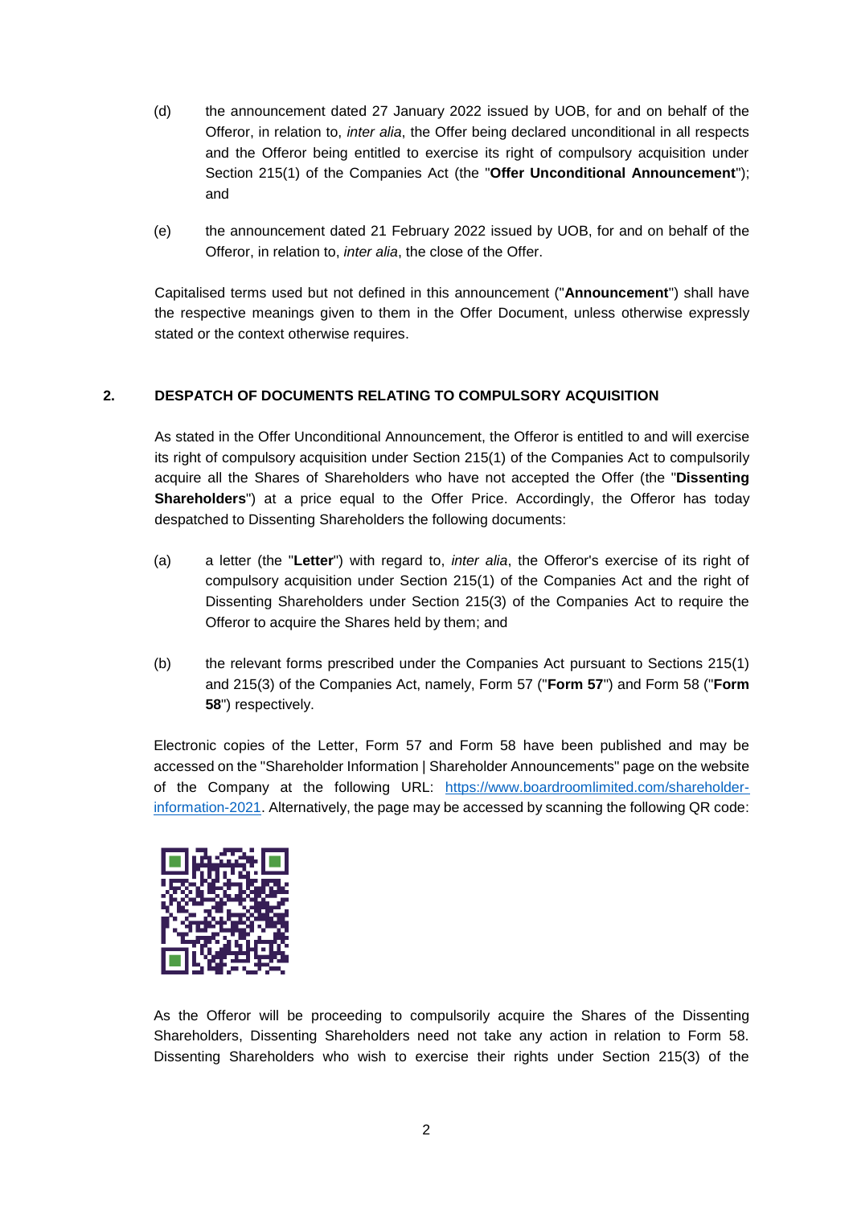(d) the announcement dated 27 January 2022 issued by UOB, for and on behalf of the Offeror, in relation to, *inter alia*, the Offer being declared unconditional in all respects and the Offeror being entitled to exercise its right of compulsory acquisition under Section 215(1) of the Companies Act (the "**Offer Unconditional Announcement**"); and

(e) the announcement dated 21 February 2022 issued by UOB, for and on behalf of the Offeror, in relation to, *inter alia*, the close of the Offer.

Capitalised terms used but not defined in this announcement ("**Announcement**") shall have the respective meanings given to them in the Offer Document, unless otherwise expressly stated or the context otherwise requires.

## 2. DESPATCH OF DOCUMENTS RELATING TO COMPULSORY ACQUISITION

As stated in the Offer Unconditional Announcement, the Offeror is entitled to and will exercise its right of compulsory acquisition under Section 215(1) of the Companies Act to compulsorily acquire all the Shares of Shareholders who have not accepted the Offer (the "**Dissenting Shareholders**") at a price equal to the Offer Price. Accordingly, the Offeror has today despatched to Dissenting Shareholders the following documents:

(a) a letter (the "**Letter**") with regard to, *inter alia*, the Offeror's exercise of its right of compulsory acquisition under Section 215(1) of the Companies Act and the right of Dissenting Shareholders under Section 215(3) of the Companies Act to require the Offeror to acquire the Shares held by them; and

(b) the relevant forms prescribed under the Companies Act pursuant to Sections 215(1) and 215(3) of the Companies Act, namely, Form 57 ("**Form 57**") and Form 58 ("**Form 58**") respectively.

Electronic copies of the Letter, Form 57 and Form 58 have been published and may be accessed on the "Shareholder Information | Shareholder Announcements" page on the website of the Company at the following URL: https://www.boardroomlimited.com/shareholder-information-2021. Alternatively, the page may be accessed by scanning the following QR code:

As the Offeror will be proceeding to compulsorily acquire the Shares of the Dissenting Shareholders, Dissenting Shareholders need not take any action in relation to Form 58. Dissenting Shareholders who wish to exercise their rights under Section 215(3) of the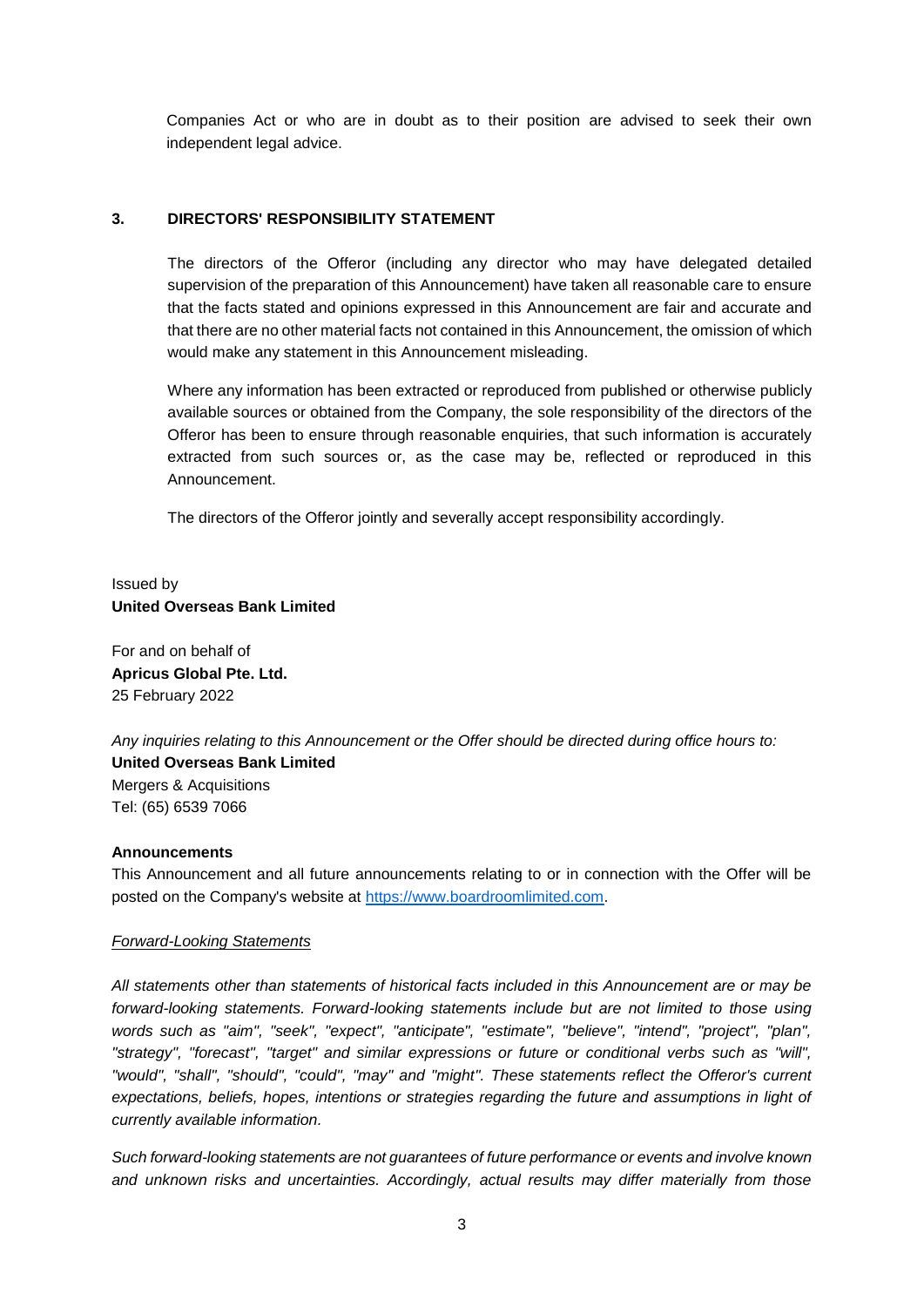Companies Act or who are in doubt as to their position are advised to seek their own independent legal advice.

## 3. DIRECTORS' RESPONSIBILITY STATEMENT

The directors of the Offeror (including any director who may have delegated detailed supervision of the preparation of this Announcement) have taken all reasonable care to ensure that the facts stated and opinions expressed in this Announcement are fair and accurate and that there are no other material facts not contained in this Announcement, the omission of which would make any statement in this Announcement misleading.

Where any information has been extracted or reproduced from published or otherwise publicly available sources or obtained from the Company, the sole responsibility of the directors of the Offeror has been to ensure through reasonable enquiries, that such information is accurately extracted from such sources or, as the case may be, reflected or reproduced in this Announcement.

The directors of the Offeror jointly and severally accept responsibility accordingly.

Issued by
**United Overseas Bank Limited**

For and on behalf of
**Apricus Global Pte. Ltd.**
25 February 2022

*Any inquiries relating to this Announcement or the Offer should be directed during office hours to:*
**United Overseas Bank Limited**
Mergers & Acquisitions
Tel: (65) 6539 7066

**Announcements**

This Announcement and all future announcements relating to or in connection with the Offer will be posted on the Company's website at https://www.boardroomlimited.com.

*Forward-Looking Statements*

*All statements other than statements of historical facts included in this Announcement are or may be forward-looking statements. Forward-looking statements include but are not limited to those using words such as "aim", "seek", "expect", "anticipate", "estimate", "believe", "intend", "project", "plan", "strategy", "forecast", "target" and similar expressions or future or conditional verbs such as "will", "would", "shall", "should", "could", "may" and "might". These statements reflect the Offeror's current expectations, beliefs, hopes, intentions or strategies regarding the future and assumptions in light of currently available information.*

*Such forward-looking statements are not guarantees of future performance or events and involve known and unknown risks and uncertainties. Accordingly, actual results may differ materially from those*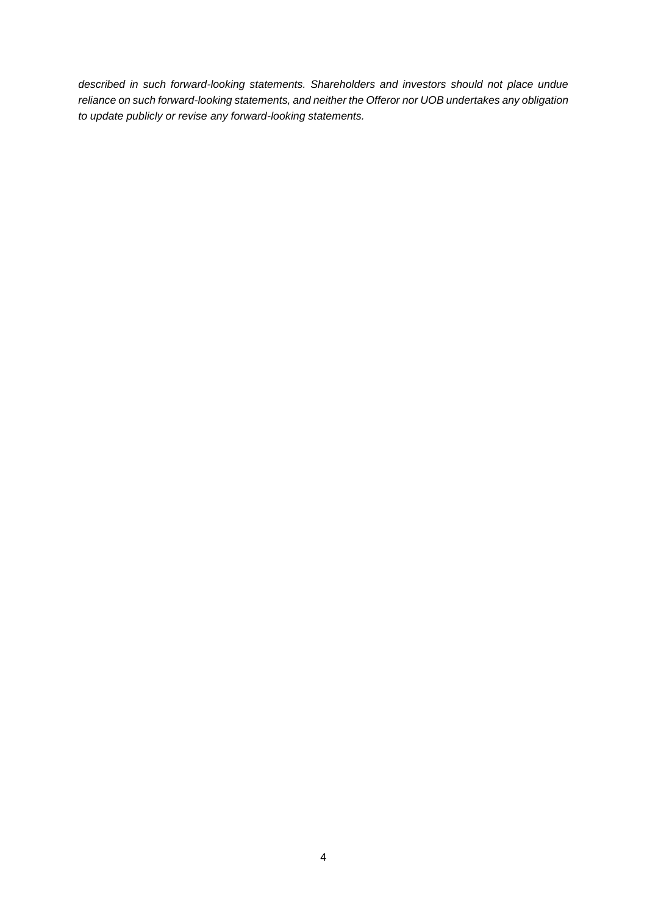*described in such forward-looking statements. Shareholders and investors should not place undue reliance on such forward-looking statements, and neither the Offeror nor UOB undertakes any obligation to update publicly or revise any forward-looking statements.*